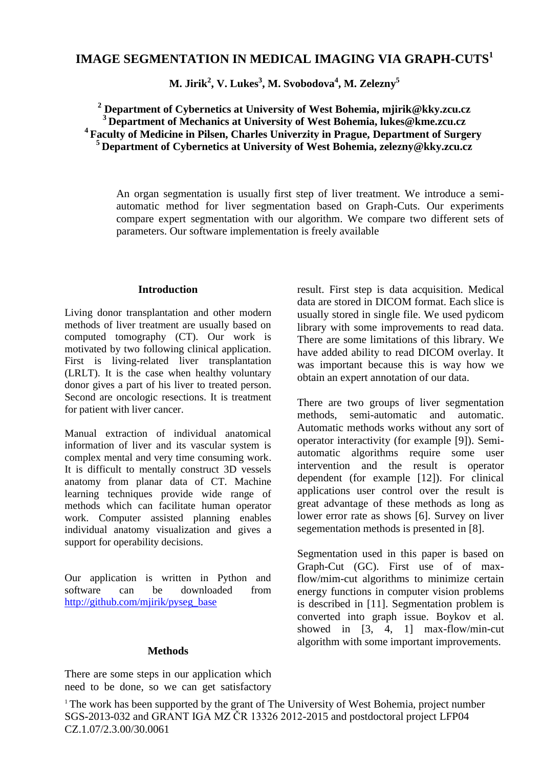# IMAGE SEGMENTATION IN MEDICAL IMAGING VIA GRAPH-CUTS[1]

**M. Jirik[2], V. Lukes[3], M. Svobodova[4], M. Zelezny[5]**

**[2] Department of Cybernetics at University of West Bohemia, mjirik@kky.zcu.cz**
**[3] Department of Mechanics at University of West Bohemia, lukes@kme.zcu.cz**
**[4] Faculty of Medicine in Pilsen, Charles Univerzity in Prague, Department of Surgery**
**[5] Department of Cybernetics at University of West Bohemia, zelezny@kky.zcu.cz**

An organ segmentation is usually first step of liver treatment. We introduce a semi-automatic method for liver segmentation based on Graph-Cuts. Our experiments compare expert segmentation with our algorithm. We compare two different sets of parameters. Our software implementation is freely available

## Introduction

Living donor transplantation and other modern methods of liver treatment are usually based on computed tomography (CT). Our work is motivated by two following clinical application. First is living-related liver transplantation (LRLT). It is the case when healthy voluntary donor gives a part of his liver to treated person. Second are oncologic resections. It is treatment for patient with liver cancer.

Manual extraction of individual anatomical information of liver and its vascular system is complex mental and very time consuming work. It is difficult to mentally construct 3D vessels anatomy from planar data of CT. Machine learning techniques provide wide range of methods which can facilitate human operator work. Computer assisted planning enables individual anatomy visualization and gives a support for operability decisions.

Our application is written in Python and software can be downloaded from [http://github.com/mjirik/pyseg_base](http://github.com/mjirik/pyseg_base)

## Methods

There are some steps in our application which need to be done, so we can get satisfactory result. First step is data acquisition. Medical data are stored in DICOM format. Each slice is usually stored in single file. We used pydicom library with some improvements to read data. There are some limitations of this library. We have added ability to read DICOM overlay. It was important because this is way how we obtain an expert annotation of our data.

There are two groups of liver segmentation methods, semi-automatic and automatic. Automatic methods works without any sort of operator interactivity (for example [9]). Semi-automatic algorithms require some user intervention and the result is operator dependent (for example [12]). For clinical applications user control over the result is great advantage of these methods as long as lower error rate as shows [6]. Survey on liver segementation methods is presented in [8].

Segmentation used in this paper is based on Graph-Cut (GC). First use of of max-flow/mim-cut algorithms to minimize certain energy functions in computer vision problems is described in [11]. Segmentation problem is converted into graph issue. Boykov et al. showed in [3, 4, 1] max-flow/min-cut algorithm with some important improvements.

[1] The work has been supported by the grant of The University of West Bohemia, project number SGS-2013-032 and GRANT IGA MZ ČR 13326 2012-2015 and postdoctoral project LFP04 CZ.1.07/2.3.00/30.0061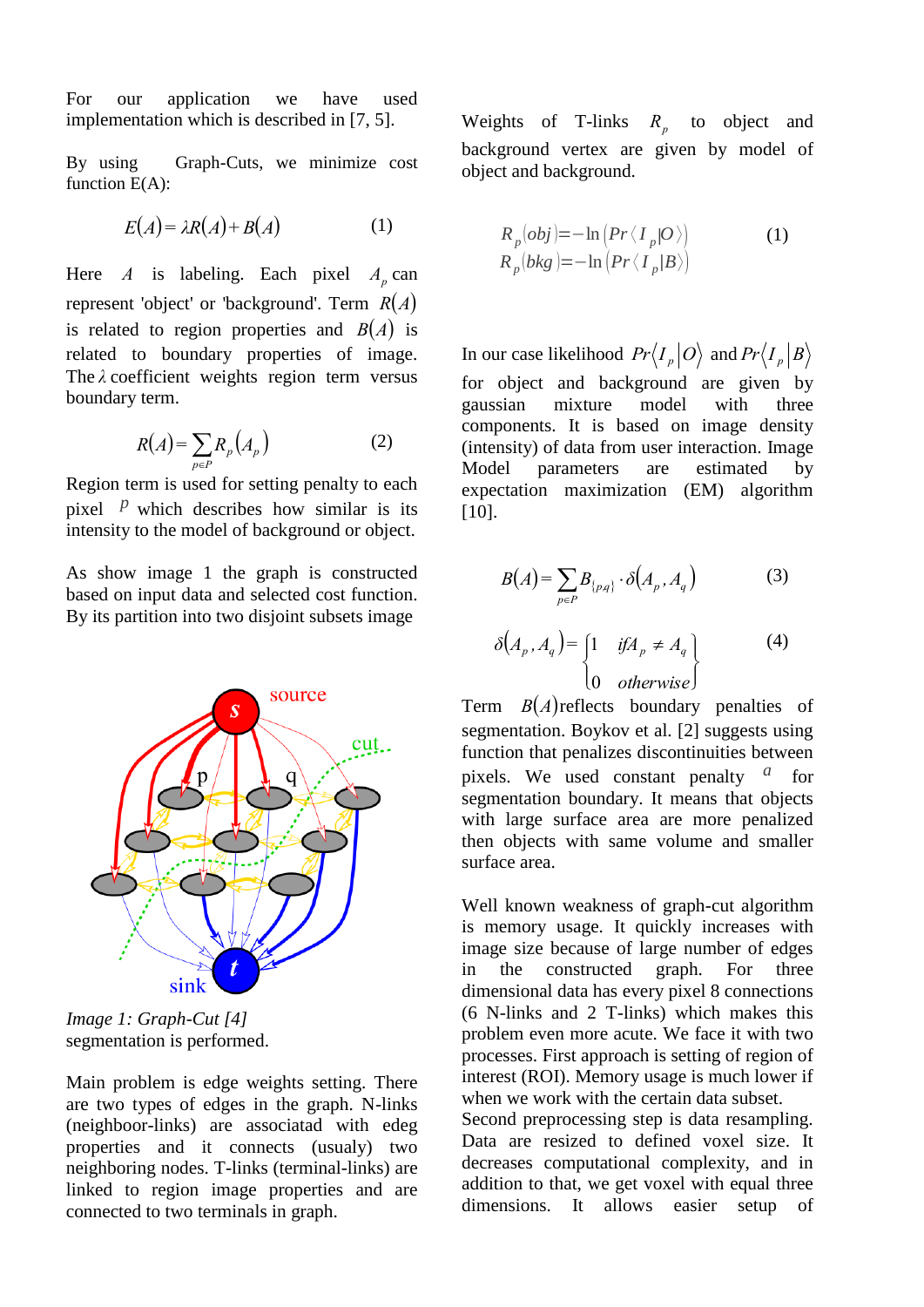For our application we have used implementation which is described in [7, 5].

By using Graph-Cuts, we minimize cost function E(A):

$$E(A) = \lambda R(A) + B(A) \qquad (1)$$

Here $A$ is labeling. Each pixel $A_p$ can represent 'object' or 'background'. Term $R(A)$ is related to region properties and $B(A)$ is related to boundary properties of image. The $\lambda$ coefficient weights region term versus boundary term.

$$R(A) = \sum_{p \in P} R_p(A_p) \qquad (2)$$

Region term is used for setting penalty to each pixel $p$ which describes how similar is its intensity to the model of background or object.

As show image 1 the graph is constructed based on input data and selected cost function. By its partition into two disjoint subsets image segmentation is performed.

*Image 1: Graph-Cut [4]*

Main problem is edge weights setting. There are two types of edges in the graph. N-links (neighboor-links) are associatad with edeg properties and it connects (usualy) two neighboring nodes. T-links (terminal-links) are linked to region image properties and are connected to two terminals in graph.

Weights of T-links $R_p$ to object and background vertex are given by model of object and background.

$$R_p(obj) = -\ln\left(Pr\langle I_p | O\rangle\right) \qquad (1)$$
$$R_p(bkg) = -\ln\left(Pr\langle I_p | B\rangle\right)$$

In our case likelihood $Pr\langle I_p | O\rangle$ and $Pr\langle I_p | B\rangle$ for object and background are given by gaussian mixture model with three components. It is based on image density (intensity) of data from user interaction. Image Model parameters are estimated by expectation maximization (EM) algorithm [10].

$$B(A) = \sum_{p \in P} B_{\{p,q\}} \cdot \delta(A_p, A_q) \qquad (3)$$

$$\delta(A_p, A_q) = \begin{cases} 1 & if A_p \neq A_q \\ 0 & otherwise \end{cases} \qquad (4)$$

Term $B(A)$ reflects boundary penalties of segmentation. Boykov et al. [2] suggests using function that penalizes discontinuities between pixels. We used constant penalty $a$ for segmentation boundary. It means that objects with large surface area are more penalized then objects with same volume and smaller surface area.

Well known weakness of graph-cut algorithm is memory usage. It quickly increases with image size because of large number of edges in the constructed graph. For three dimensional data has every pixel 8 connections (6 N-links and 2 T-links) which makes this problem even more acute. We face it with two processes. First approach is setting of region of interest (ROI). Memory usage is much lower if when we work with the certain data subset.
Second preprocessing step is data resampling. Data are resized to defined voxel size. It decreases computational complexity, and in addition to that, we get voxel with equal three dimensions. It allows easier setup of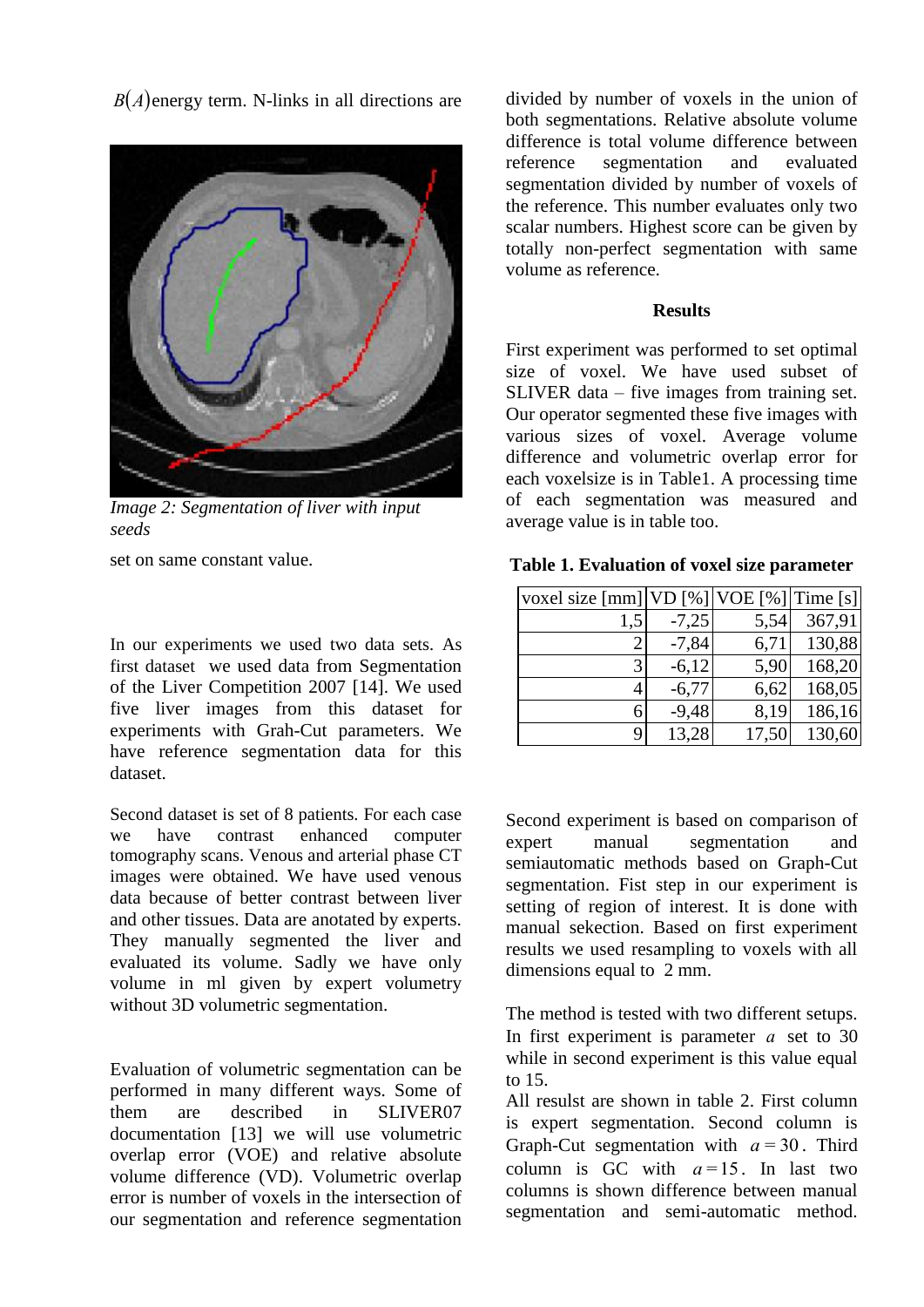$B(A)$energy term. N-links in all directions are

*Image 2: Segmentation of liver with input seeds*

set on same constant value.

In our experiments we used two data sets. As first dataset we used data from Segmentation of the Liver Competition 2007 [14]. We used five liver images from this dataset for experiments with Grah-Cut parameters. We have reference segmentation data for this dataset.

Second dataset is set of 8 patients. For each case we have contrast enhanced computer tomography scans. Venous and arterial phase CT images were obtained. We have used venous data because of better contrast between liver and other tissues. Data are anotated by experts. They manually segmented the liver and evaluated its volume. Sadly we have only volume in ml given by expert volumetry without 3D volumetric segmentation.

Evaluation of volumetric segmentation can be performed in many different ways. Some of them are described in SLIVER07 documentation [13] we will use volumetric overlap error (VOE) and relative absolute volume difference (VD). Volumetric overlap error is number of voxels in the intersection of our segmentation and reference segmentation divided by number of voxels in the union of both segmentations. Relative absolute volume difference is total volume difference between reference segmentation and evaluated segmentation divided by number of voxels of the reference. This number evaluates only two scalar numbers. Highest score can be given by totally non-perfect segmentation with same volume as reference.

## Results

First experiment was performed to set optimal size of voxel. We have used subset of SLIVER data – five images from training set. Our operator segmented these five images with various sizes of voxel. Average volume difference and volumetric overlap error for each voxelsize is in Table1. A processing time of each segmentation was measured and average value is in table too.

**Table 1. Evaluation of voxel size parameter**

| voxel size [mm] | VD [%] | VOE [%] | Time [s] |
|---|---|---|---|
| 1,5 | -7,25 | 5,54 | 367,91 |
| 2 | -7,84 | 6,71 | 130,88 |
| 3 | -6,12 | 5,90 | 168,20 |
| 4 | -6,77 | 6,62 | 168,05 |
| 6 | -9,48 | 8,19 | 186,16 |
| 9 | 13,28 | 17,50 | 130,60 |

Second experiment is based on comparison of expert manual segmentation and semiautomatic methods based on Graph-Cut segmentation. Fist step in our experiment is setting of region of interest. It is done with manual sekection. Based on first experiment results we used resampling to voxels with all dimensions equal to 2 mm.

The method is tested with two different setups. In first experiment is parameter $a$ set to 30 while in second experiment is this value equal to 15.

All resulst are shown in table 2. First column is expert segmentation. Second column is Graph-Cut segmentation with $a = 30$. Third column is GC with $a = 15$. In last two columns is shown difference between manual segmentation and semi-automatic method.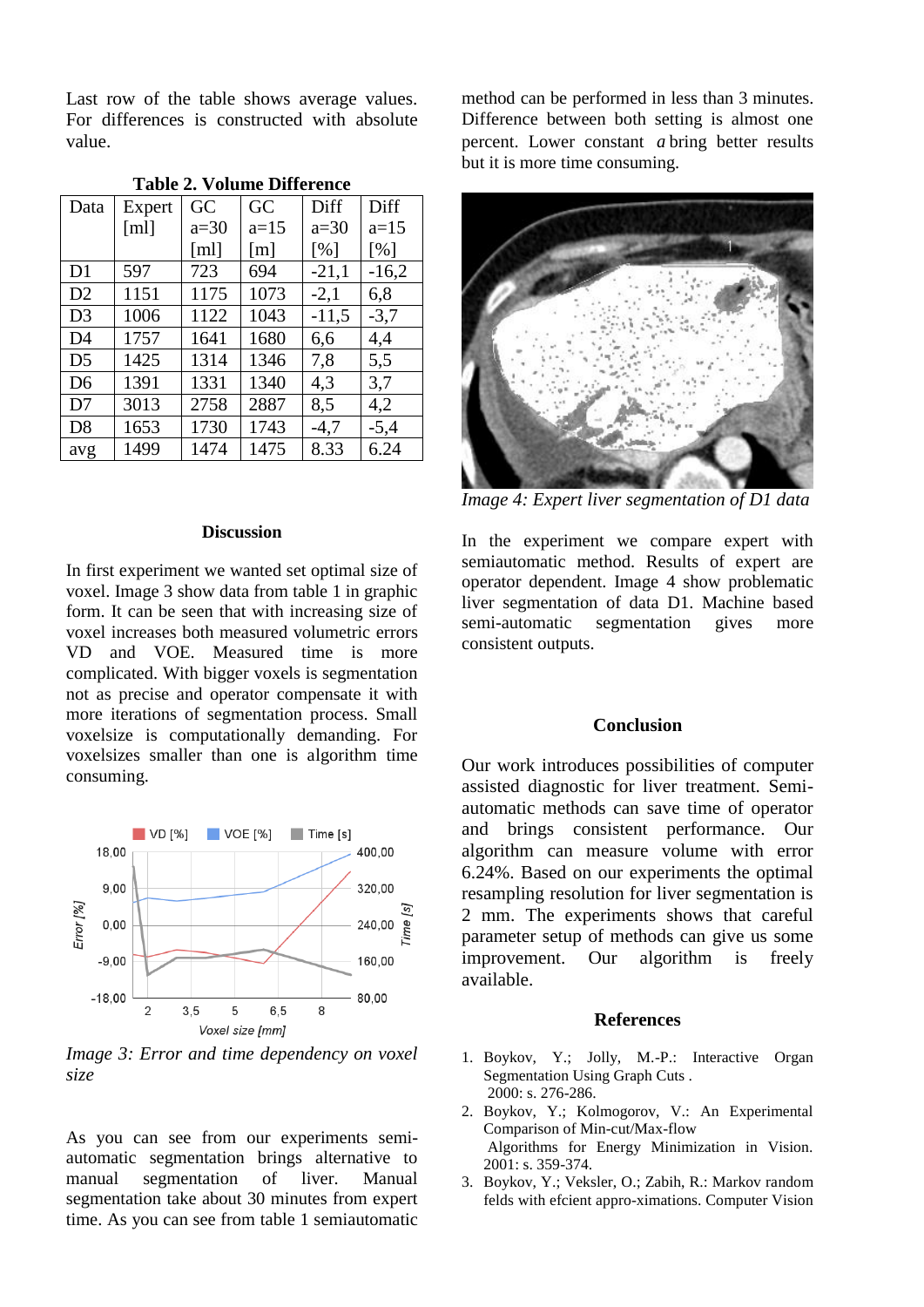Last row of the table shows average values. For differences is constructed with absolute value.

**Table 2. Volume Difference**

| Data | Expert [ml] | GC a=30 [ml] | GC a=15 [m] | Diff a=30 [%] | Diff a=15 [%] |
|---|---|---|---|---|---|
| D1 | 597 | 723 | 694 | -21,1 | -16,2 |
| D2 | 1151 | 1175 | 1073 | -2,1 | 6,8 |
| D3 | 1006 | 1122 | 1043 | -11,5 | -3,7 |
| D4 | 1757 | 1641 | 1680 | 6,6 | 4,4 |
| D5 | 1425 | 1314 | 1346 | 7,8 | 5,5 |
| D6 | 1391 | 1331 | 1340 | 4,3 | 3,7 |
| D7 | 3013 | 2758 | 2887 | 8,5 | 4,2 |
| D8 | 1653 | 1730 | 1743 | -4,7 | -5,4 |
| avg | 1499 | 1474 | 1475 | 8.33 | 6.24 |

## Discussion

In first experiment we wanted set optimal size of voxel. Image 3 show data from table 1 in graphic form. It can be seen that with increasing size of voxel increases both measured volumetric errors VD and VOE. Measured time is more complicated. With bigger voxels is segmentation not as precise and operator compensate it with more iterations of segmentation process. Small voxelsize is computationally demanding. For voxelsizes smaller than one is algorithm time consuming.

*Image 3: Error and time dependency on voxel size*

As you can see from our experiments semi-automatic segmentation brings alternative to manual segmentation of liver. Manual segmentation take about 30 minutes from expert time. As you can see from table 1 semiautomatic method can be performed in less than 3 minutes. Difference between both setting is almost one percent. Lower constant $a$ bring better results but it is more time consuming.

*Image 4: Expert liver segmentation of D1 data*

In the experiment we compare expert with semiautomatic method. Results of expert are operator dependent. Image 4 show problematic liver segmentation of data D1. Machine based semi-automatic segmentation gives more consistent outputs.

## Conclusion

Our work introduces possibilities of computer assisted diagnostic for liver treatment. Semi-automatic methods can save time of operator and brings consistent performance. Our algorithm can measure volume with error 6.24%. Based on our experiments the optimal resampling resolution for liver segmentation is 2 mm. The experiments shows that careful parameter setup of methods can give us some improvement. Our algorithm is freely available.

## References

1. Boykov, Y.; Jolly, M.-P.: Interactive Organ Segmentation Using Graph Cuts . 2000: s. 276-286.
2. Boykov, Y.; Kolmogorov, V.: An Experimental Comparison of Min-cut/Max-flow Algorithms for Energy Minimization in Vision. 2001: s. 359-374.
3. Boykov, Y.; Veksler, O.; Zabih, R.: Markov random felds with efcient appro-ximations. Computer Vision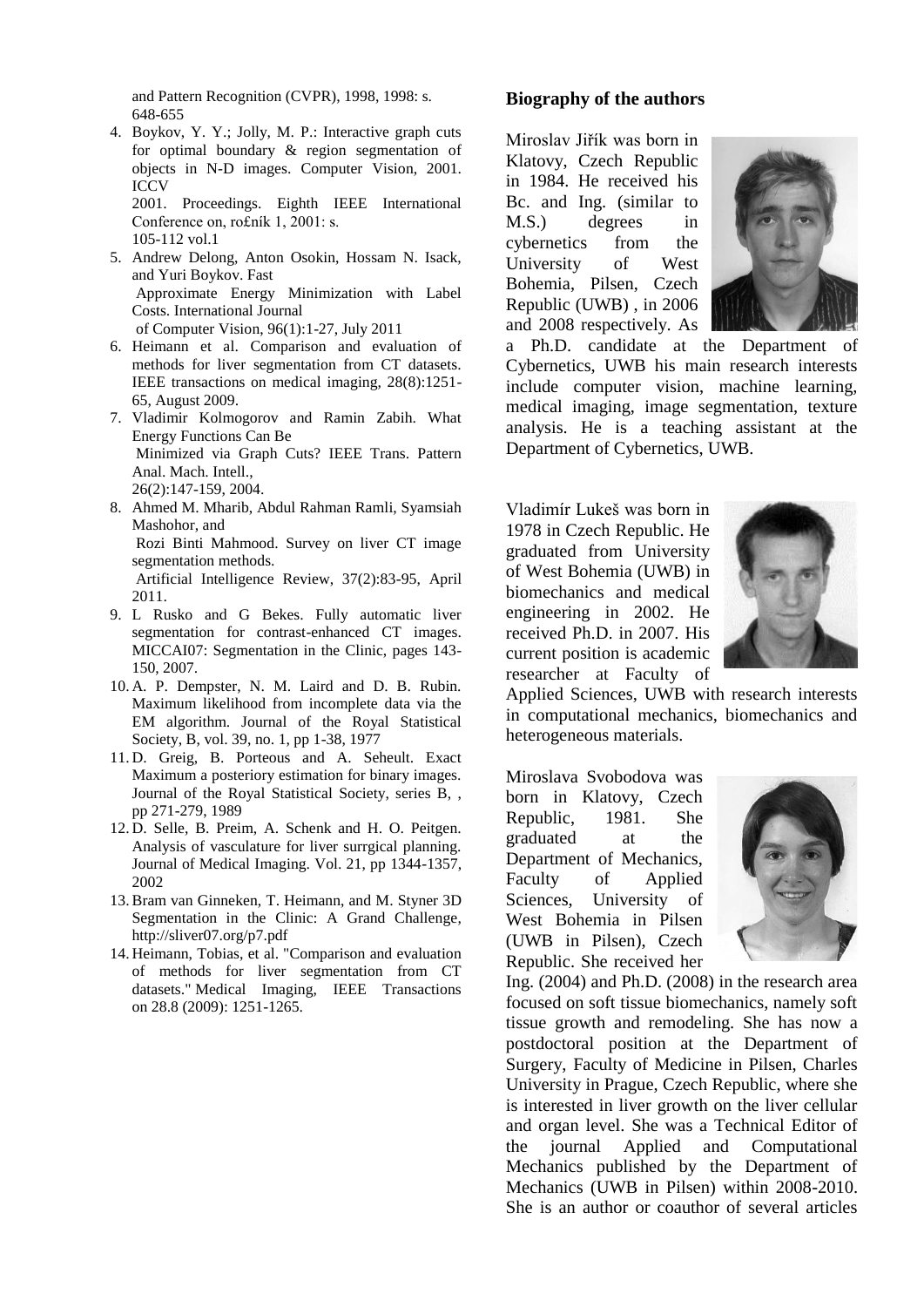and Pattern Recognition (CVPR), 1998, 1998: s. 648-655

4. Boykov, Y. Y.; Jolly, M. P.: Interactive graph cuts for optimal boundary & region segmentation of objects in N-D images. Computer Vision, 2001. ICCV 2001. Proceedings. Eighth IEEE International Conference on, ro£ník 1, 2001: s. 105-112 vol.1
5. Andrew Delong, Anton Osokin, Hossam N. Isack, and Yuri Boykov. Fast Approximate Energy Minimization with Label Costs. International Journal of Computer Vision, 96(1):1-27, July 2011
6. Heimann et al. Comparison and evaluation of methods for liver segmentation from CT datasets. IEEE transactions on medical imaging, 28(8):1251-65, August 2009.
7. Vladimir Kolmogorov and Ramin Zabih. What Energy Functions Can Be Minimized via Graph Cuts? IEEE Trans. Pattern Anal. Mach. Intell., 26(2):147-159, 2004.
8. Ahmed M. Mharib, Abdul Rahman Ramli, Syamsiah Mashohor, and Rozi Binti Mahmood. Survey on liver CT image segmentation methods. Artificial Intelligence Review, 37(2):83-95, April 2011.
9. L Rusko and G Bekes. Fully automatic liver segmentation for contrast-enhanced CT images. MICCAI07: Segmentation in the Clinic, pages 143-150, 2007.
10. A. P. Dempster, N. M. Laird and D. B. Rubin. Maximum likelihood from incomplete data via the EM algorithm. Journal of the Royal Statistical Society, B, vol. 39, no. 1, pp 1-38, 1977
11. D. Greig, B. Porteous and A. Seheult. Exact Maximum a posteriory estimation for binary images. Journal of the Royal Statistical Society, series B, , pp 271-279, 1989
12. D. Selle, B. Preim, A. Schenk and H. O. Peitgen. Analysis of vasculature for liver surrgical planning. Journal of Medical Imaging. Vol. 21, pp 1344-1357, 2002
13. Bram van Ginneken, T. Heimann, and M. Styner 3D Segmentation in the Clinic: A Grand Challenge, http://sliver07.org/p7.pdf
14. Heimann, Tobias, et al. "Comparison and evaluation of methods for liver segmentation from CT datasets." Medical Imaging, IEEE Transactions on 28.8 (2009): 1251-1265.

**Biography of the authors**

Miroslav Jiřík was born in Klatovy, Czech Republic in 1984. He received his Bc. and Ing. (similar to M.S.) degrees in cybernetics from the University of West Bohemia, Pilsen, Czech Republic (UWB) , in 2006 and 2008 respectively. As a Ph.D. candidate at the Department of Cybernetics, UWB his main research interests include computer vision, machine learning, medical imaging, image segmentation, texture analysis. He is a teaching assistant at the Department of Cybernetics, UWB.

Vladimír Lukeš was born in 1978 in Czech Republic. He graduated from University of West Bohemia (UWB) in biomechanics and medical engineering in 2002. He received Ph.D. in 2007. His current position is academic researcher at Faculty of Applied Sciences, UWB with research interests in computational mechanics, biomechanics and heterogeneous materials.

Miroslava Svobodova was born in Klatovy, Czech Republic, 1981. She graduated at the Department of Mechanics, Faculty of Applied Sciences, University of West Bohemia in Pilsen (UWB in Pilsen), Czech Republic. She received her Ing. (2004) and Ph.D. (2008) in the research area focused on soft tissue biomechanics, namely soft tissue growth and remodeling. She has now a postdoctoral position at the Department of Surgery, Faculty of Medicine in Pilsen, Charles University in Prague, Czech Republic, where she is interested in liver growth on the liver cellular and organ level. She was a Technical Editor of the journal Applied and Computational Mechanics published by the Department of Mechanics (UWB in Pilsen) within 2008-2010. She is an author or coauthor of several articles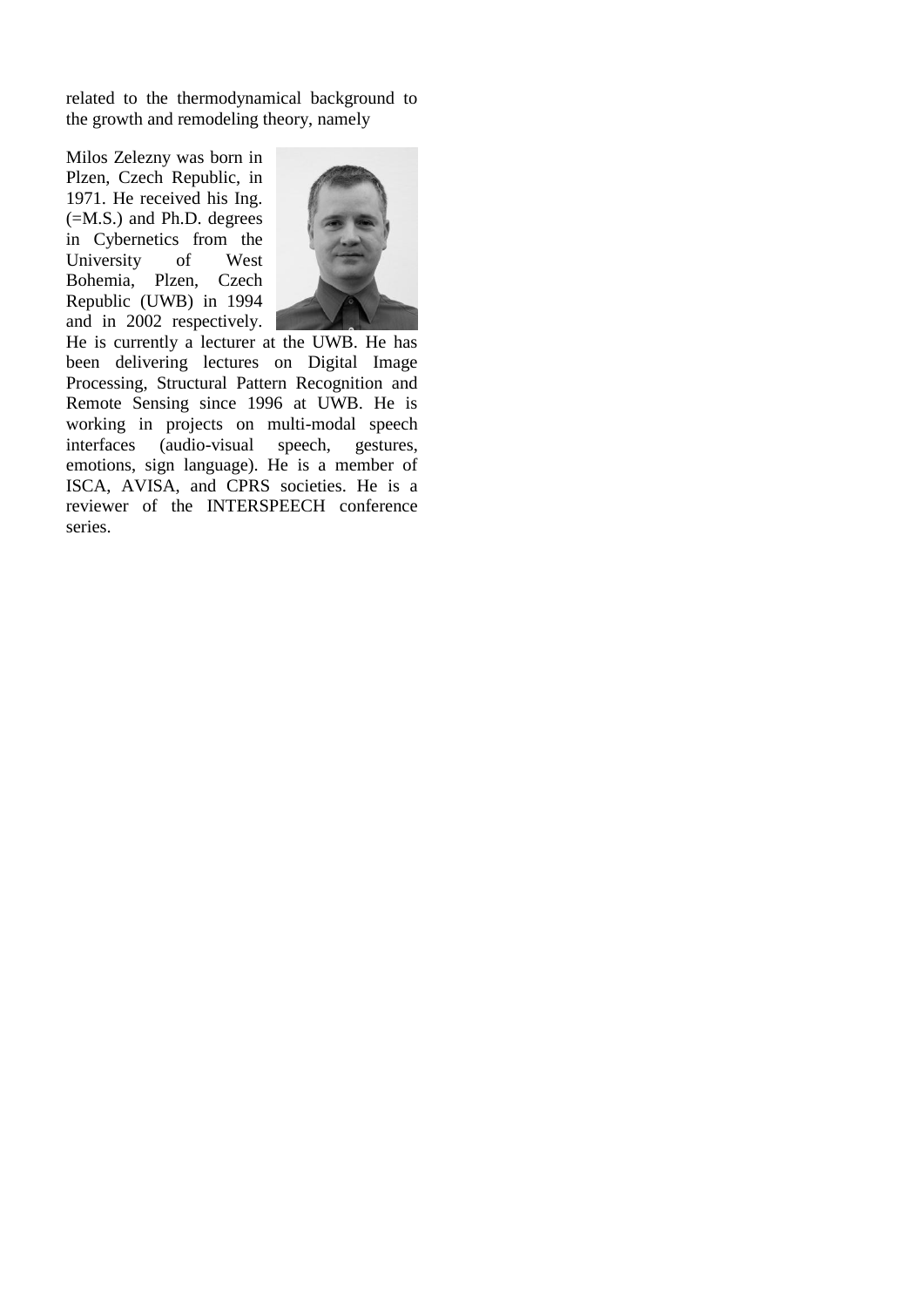related to the thermodynamical background to the growth and remodeling theory, namely

Milos Zelezny was born in Plzen, Czech Republic, in 1971. He received his Ing. (=M.S.) and Ph.D. degrees in Cybernetics from the University of West Bohemia, Plzen, Czech Republic (UWB) in 1994 and in 2002 respectively. He is currently a lecturer at the UWB. He has been delivering lectures on Digital Image Processing, Structural Pattern Recognition and Remote Sensing since 1996 at UWB. He is working in projects on multi-modal speech interfaces (audio-visual speech, gestures, emotions, sign language). He is a member of ISCA, AVISA, and CPRS societies. He is a reviewer of the INTERSPEECH conference series.